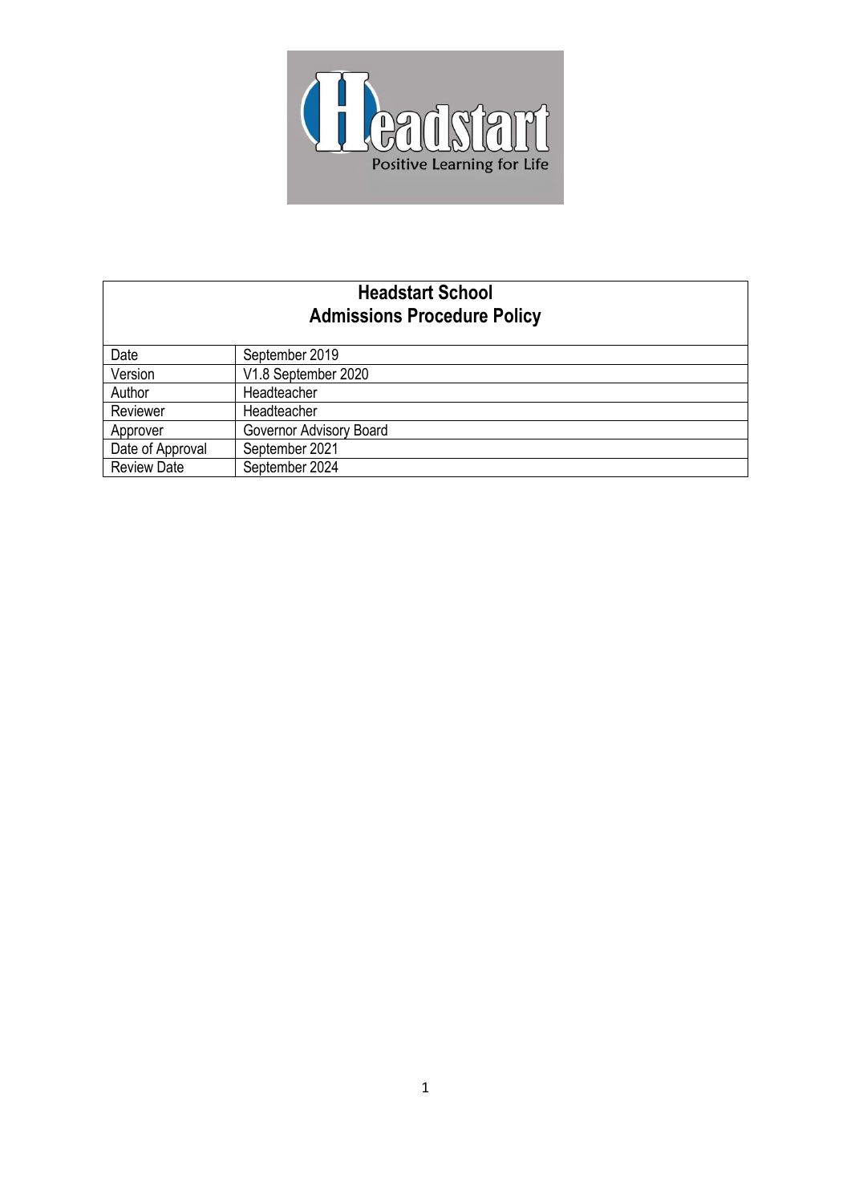| **Headstart School Admissions Procedure Policy** | |
|---|---|
| Date | September 2019 |
| Version | V1.8 September 2020 |
| Author | Headteacher |
| Reviewer | Headteacher |
| Approver | Governor Advisory Board |
| Date of Approval | September 2021 |
| Review Date | September 2024 |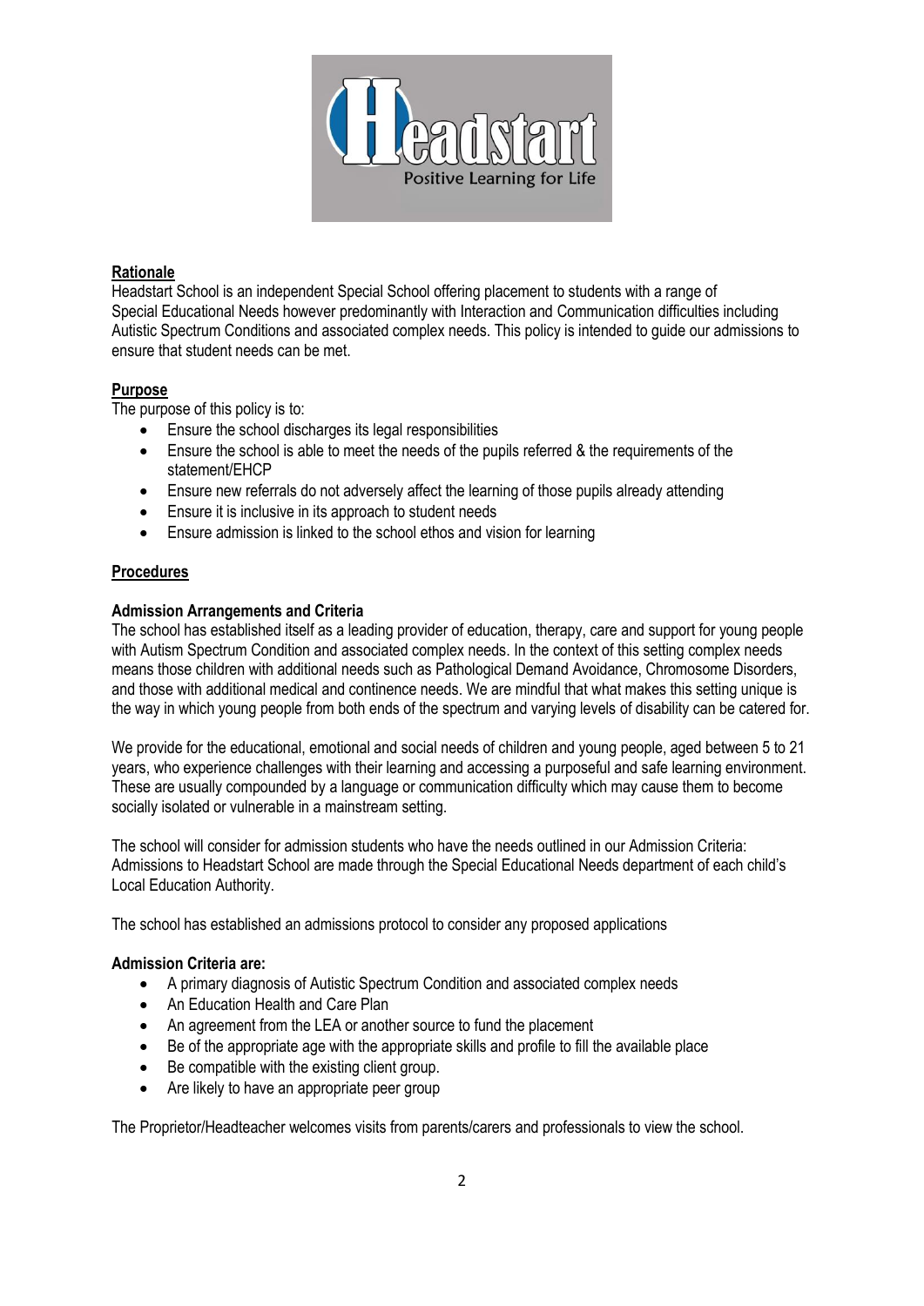## Rationale

Headstart School is an independent Special School offering placement to students with a range of Special Educational Needs however predominantly with Interaction and Communication difficulties including Autistic Spectrum Conditions and associated complex needs. This policy is intended to guide our admissions to ensure that student needs can be met.

## Purpose

The purpose of this policy is to:

- Ensure the school discharges its legal responsibilities
- Ensure the school is able to meet the needs of the pupils referred & the requirements of the statement/EHCP
- Ensure new referrals do not adversely affect the learning of those pupils already attending
- Ensure it is inclusive in its approach to student needs
- Ensure admission is linked to the school ethos and vision for learning

## Procedures

### Admission Arrangements and Criteria

The school has established itself as a leading provider of education, therapy, care and support for young people with Autism Spectrum Condition and associated complex needs. In the context of this setting complex needs means those children with additional needs such as Pathological Demand Avoidance, Chromosome Disorders, and those with additional medical and continence needs. We are mindful that what makes this setting unique is the way in which young people from both ends of the spectrum and varying levels of disability can be catered for.

We provide for the educational, emotional and social needs of children and young people, aged between 5 to 21 years, who experience challenges with their learning and accessing a purposeful and safe learning environment. These are usually compounded by a language or communication difficulty which may cause them to become socially isolated or vulnerable in a mainstream setting.

The school will consider for admission students who have the needs outlined in our Admission Criteria: Admissions to Headstart School are made through the Special Educational Needs department of each child's Local Education Authority.

The school has established an admissions protocol to consider any proposed applications

### Admission Criteria are:

- A primary diagnosis of Autistic Spectrum Condition and associated complex needs
- An Education Health and Care Plan
- An agreement from the LEA or another source to fund the placement
- Be of the appropriate age with the appropriate skills and profile to fill the available place
- Be compatible with the existing client group.
- Are likely to have an appropriate peer group

The Proprietor/Headteacher welcomes visits from parents/carers and professionals to view the school.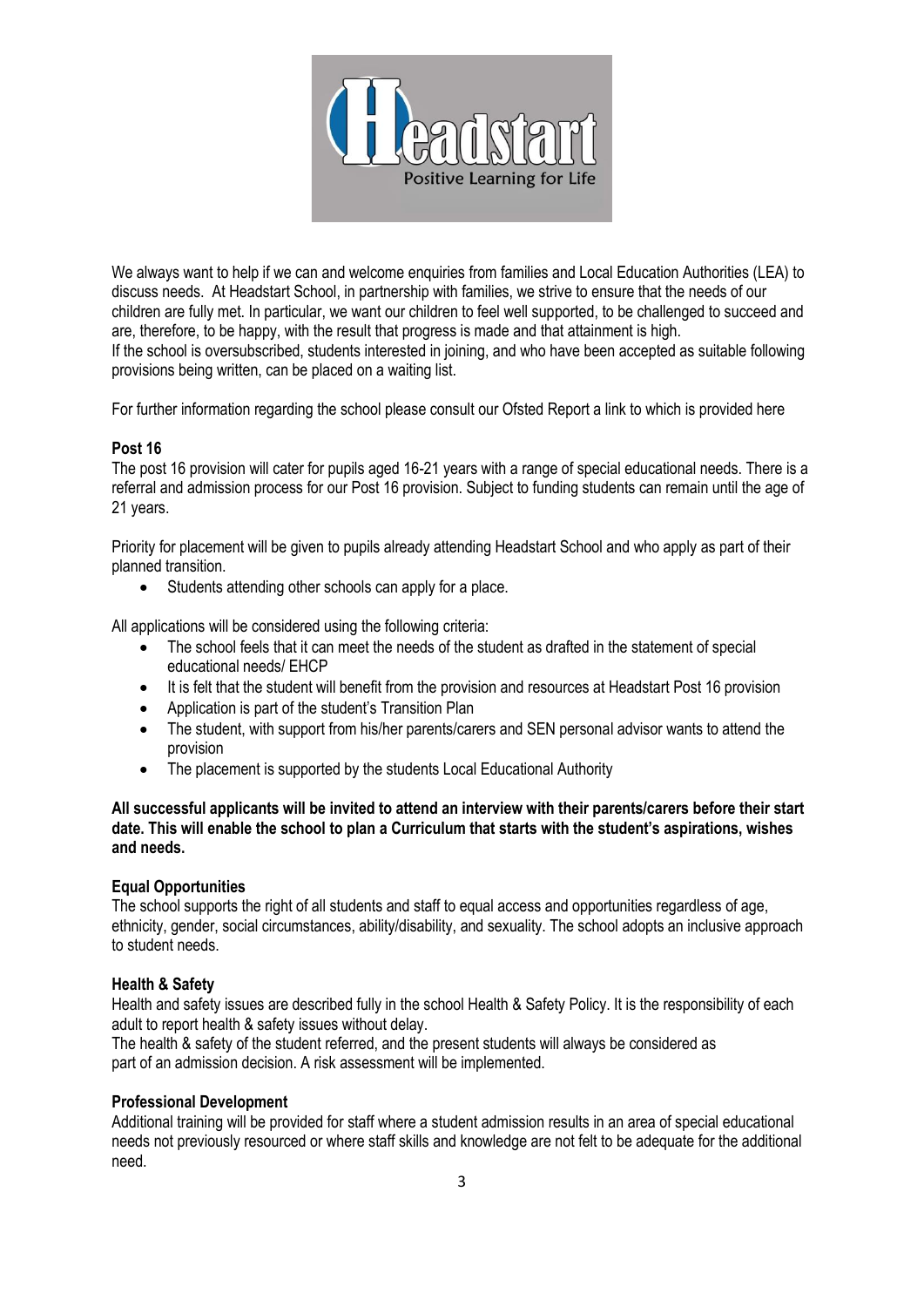We always want to help if we can and welcome enquiries from families and Local Education Authorities (LEA) to discuss needs. At Headstart School, in partnership with families, we strive to ensure that the needs of our children are fully met. In particular, we want our children to feel well supported, to be challenged to succeed and are, therefore, to be happy, with the result that progress is made and that attainment is high.
If the school is oversubscribed, students interested in joining, and who have been accepted as suitable following provisions being written, can be placed on a waiting list.

For further information regarding the school please consult our Ofsted Report a link to which is provided here

**Post 16**
The post 16 provision will cater for pupils aged 16-21 years with a range of special educational needs. There is a referral and admission process for our Post 16 provision. Subject to funding students can remain until the age of 21 years.

Priority for placement will be given to pupils already attending Headstart School and who apply as part of their planned transition.

- Students attending other schools can apply for a place.

All applications will be considered using the following criteria:

- The school feels that it can meet the needs of the student as drafted in the statement of special educational needs/ EHCP
- It is felt that the student will benefit from the provision and resources at Headstart Post 16 provision
- Application is part of the student's Transition Plan
- The student, with support from his/her parents/carers and SEN personal advisor wants to attend the provision
- The placement is supported by the students Local Educational Authority

**All successful applicants will be invited to attend an interview with their parents/carers before their start date. This will enable the school to plan a Curriculum that starts with the student's aspirations, wishes and needs.**

**Equal Opportunities**
The school supports the right of all students and staff to equal access and opportunities regardless of age, ethnicity, gender, social circumstances, ability/disability, and sexuality. The school adopts an inclusive approach to student needs.

**Health & Safety**
Health and safety issues are described fully in the school Health & Safety Policy. It is the responsibility of each adult to report health & safety issues without delay.
The health & safety of the student referred, and the present students will always be considered as part of an admission decision. A risk assessment will be implemented.

**Professional Development**
Additional training will be provided for staff where a student admission results in an area of special educational needs not previously resourced or where staff skills and knowledge are not felt to be adequate for the additional need.